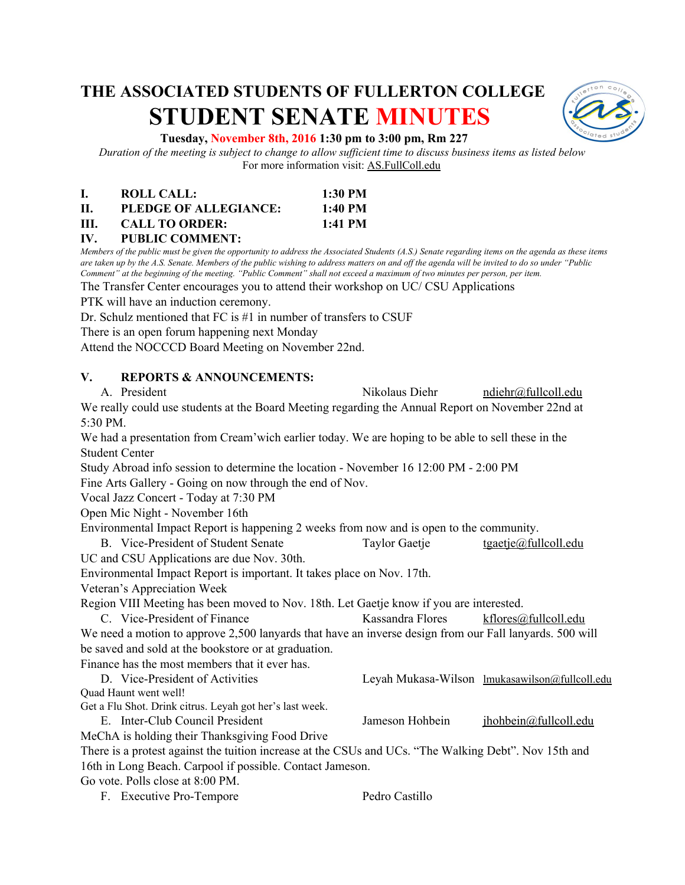# THE ASSOCIATED STUDENTS OF FULLERTON COLLEGE

# STUDENT SENATE MINUTES

**Tuesday, November 8th, 2016 1:30 pm to 3:00 pm, Rm 227**

*Duration of the meeting is subject to change to allow sufficient time to discuss business items as listed below*

For more information visit: AS.FullColl.edu

**I. ROLL CALL: 1:30 PM**

**II. PLEDGE OF ALLEGIANCE: 1:40 PM**

**III. CALL TO ORDER: 1:41 PM**

**IV. PUBLIC COMMENT:**

*Members of the public must be given the opportunity to address the Associated Students (A.S.) Senate regarding items on the agenda as these items are taken up by the A.S. Senate. Members of the public wishing to address matters on and off the agenda will be invited to do so under "Public Comment" at the beginning of the meeting. "Public Comment" shall not exceed a maximum of two minutes per person, per item.*

The Transfer Center encourages you to attend their workshop on UC/ CSU Applications

PTK will have an induction ceremony.

Dr. Schulz mentioned that FC is #1 in number of transfers to CSUF

There is an open forum happening next Monday

Attend the NOCCCD Board Meeting on November 22nd.

**V. REPORTS & ANNOUNCEMENTS:**

A. President — Nikolaus Diehr — ndiehr@fullcoll.edu

We really could use students at the Board Meeting regarding the Annual Report on November 22nd at 5:30 PM.

We had a presentation from Cream'wich earlier today. We are hoping to be able to sell these in the Student Center

Study Abroad info session to determine the location - November 16 12:00 PM - 2:00 PM

Fine Arts Gallery - Going on now through the end of Nov.

Vocal Jazz Concert - Today at 7:30 PM

Open Mic Night - November 16th

Environmental Impact Report is happening 2 weeks from now and is open to the community.

B. Vice-President of Student Senate — Taylor Gaetje — tgaetje@fullcoll.edu

UC and CSU Applications are due Nov. 30th.

Environmental Impact Report is important. It takes place on Nov. 17th.

Veteran's Appreciation Week

Region VIII Meeting has been moved to Nov. 18th. Let Gaetje know if you are interested.

C. Vice-President of Finance — Kassandra Flores — kflores@fullcoll.edu

We need a motion to approve 2,500 lanyards that have an inverse design from our Fall lanyards. 500 will be saved and sold at the bookstore or at graduation.

Finance has the most members that it ever has.

D. Vice-President of Activities — Leyah Mukasa-Wilson — lmukasawilson@fullcoll.edu

Quad Haunt went well!

Get a Flu Shot. Drink citrus. Leyah got her's last week.

E. Inter-Club Council President — Jameson Hohbein — jhohbein@fullcoll.edu

MeChA is holding their Thanksgiving Food Drive

There is a protest against the tuition increase at the CSUs and UCs. "The Walking Debt". Nov 15th and 16th in Long Beach. Carpool if possible. Contact Jameson.

Go vote. Polls close at 8:00 PM.

F. Executive Pro-Tempore — Pedro Castillo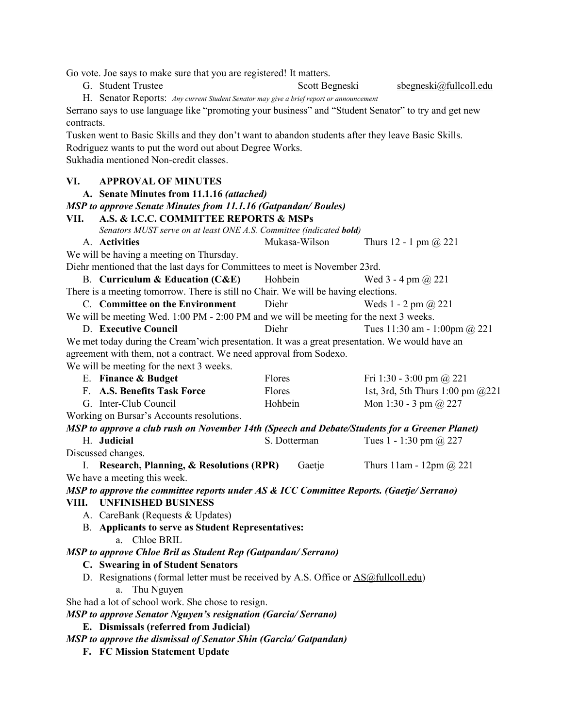Go vote. Joe says to make sure that you are registered! It matters.

G. Student Trustee — Scott Begneski — sbegneski@fullcoll.edu

H. Senator Reports: *Any current Student Senator may give a brief report or announcement*

Serrano says to use language like “promoting your business” and “Student Senator” to try and get new contracts.

Tusken went to Basic Skills and they don’t want to abandon students after they leave Basic Skills.

Rodriguez wants to put the word out about Degree Works.

Sukhadia mentioned Non-credit classes.

## VI. APPROVAL OF MINUTES

**A. Senate Minutes from 11.1.16 *(attached)***

***MSP to approve Senate Minutes from 11.1.16 (Gatpandan/ Boules)***

## VII. A.S. & I.C.C. COMMITTEE REPORTS & MSPs

*Senators MUST serve on at least ONE A.S. Committee (indicated **bold**)*

A. **Activities** — Mukasa-Wilson — Thurs 12 - 1 pm @ 221

We will be having a meeting on Thursday.

Diehr mentioned that the last days for Committees to meet is November 23rd.

B. **Curriculum & Education (C&E)** — Hohbein — Wed 3 - 4 pm @ 221

There is a meeting tomorrow. There is still no Chair. We will be having elections.

C. **Committee on the Environment** — Diehr — Weds 1 - 2 pm @ 221

We will be meeting Wed. 1:00 PM - 2:00 PM and we will be meeting for the next 3 weeks.

D. **Executive Council** — Diehr — Tues 11:30 am - 1:00pm @ 221

We met today during the Cream’wich presentation. It was a great presentation. We would have an agreement with them, not a contract. We need approval from Sodexo.

We will be meeting for the next 3 weeks.

E. **Finance & Budget** — Flores — Fri 1:30 - 3:00 pm @ 221

F. **A.S. Benefits Task Force** — Flores — 1st, 3rd, 5th Thurs 1:00 pm @221

G. Inter-Club Council — Hohbein — Mon 1:30 - 3 pm @ 227

Working on Bursar’s Accounts resolutions.

***MSP to approve a club rush on November 14th (Speech and Debate/Students for a Greener Planet)***

H. **Judicial** — S. Dotterman — Tues 1 - 1:30 pm @ 227

Discussed changes.

I. **Research, Planning, & Resolutions (RPR)** — Gaetje — Thurs 11am - 12pm @ 221

We have a meeting this week.

***MSP to approve the committee reports under AS & ICC Committee Reports. (Gaetje/ Serrano)***

## VIII. UNFINISHED BUSINESS

A. CareBank (Requests & Updates)

B. **Applicants to serve as Student Representatives:**

a. Chloe BRIL

***MSP to approve Chloe Bril as Student Rep (Gatpandan/ Serrano)***

**C. Swearing in of Student Senators**

D. Resignations (formal letter must be received by A.S. Office or AS@fullcoll.edu)

a. Thu Nguyen

She had a lot of school work. She chose to resign.

***MSP to approve Senator Nguyen’s resignation (Garcia/ Serrano)***

**E. Dismissals (referred from Judicial)**

***MSP to approve the dismissal of Senator Shin (Garcia/ Gatpandan)***

**F. FC Mission Statement Update**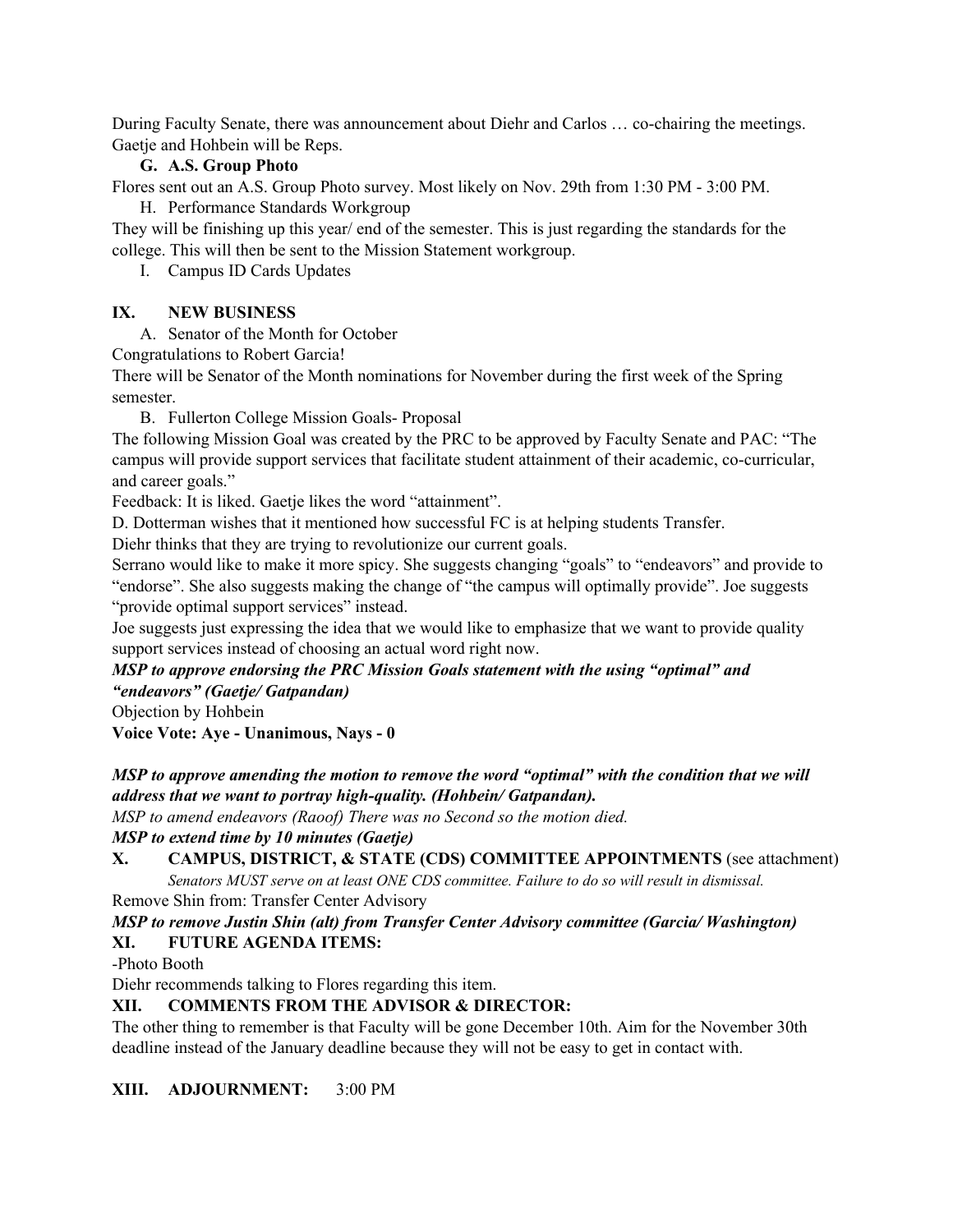During Faculty Senate, there was announcement about Diehr and Carlos … co-chairing the meetings. Gaetje and Hohbein will be Reps.

**G. A.S. Group Photo**

Flores sent out an A.S. Group Photo survey. Most likely on Nov. 29th from 1:30 PM - 3:00 PM.

H. Performance Standards Workgroup

They will be finishing up this year/ end of the semester. This is just regarding the standards for the college. This will then be sent to the Mission Statement workgroup.

I. Campus ID Cards Updates

**IX. NEW BUSINESS**

A. Senator of the Month for October

Congratulations to Robert Garcia!

There will be Senator of the Month nominations for November during the first week of the Spring semester.

B. Fullerton College Mission Goals- Proposal

The following Mission Goal was created by the PRC to be approved by Faculty Senate and PAC: "The campus will provide support services that facilitate student attainment of their academic, co-curricular, and career goals."

Feedback: It is liked. Gaetje likes the word "attainment".

D. Dotterman wishes that it mentioned how successful FC is at helping students Transfer.

Diehr thinks that they are trying to revolutionize our current goals.

Serrano would like to make it more spicy. She suggests changing "goals" to "endeavors" and provide to "endorse". She also suggests making the change of "the campus will optimally provide". Joe suggests "provide optimal support services" instead.

Joe suggests just expressing the idea that we would like to emphasize that we want to provide quality support services instead of choosing an actual word right now.

***MSP to approve endorsing the PRC Mission Goals statement with the using "optimal" and "endeavors" (Gaetje/ Gatpandan)***

Objection by Hohbein

**Voice Vote: Aye - Unanimous, Nays - 0**

***MSP to approve amending the motion to remove the word "optimal" with the condition that we will address that we want to portray high-quality. (Hohbein/ Gatpandan).***

*MSP to amend endeavors (Raoof) There was no Second so the motion died.*

***MSP to extend time by 10 minutes (Gaetje)***

**X. CAMPUS, DISTRICT, & STATE (CDS) COMMITTEE APPOINTMENTS** (see attachment)

*Senators MUST serve on at least ONE CDS committee. Failure to do so will result in dismissal.*

Remove Shin from: Transfer Center Advisory

***MSP to remove Justin Shin (alt) from Transfer Center Advisory committee (Garcia/ Washington)***

**XI. FUTURE AGENDA ITEMS:**

-Photo Booth

Diehr recommends talking to Flores regarding this item.

**XII. COMMENTS FROM THE ADVISOR & DIRECTOR:**

The other thing to remember is that Faculty will be gone December 10th. Aim for the November 30th deadline instead of the January deadline because they will not be easy to get in contact with.

**XIII. ADJOURNMENT:** 3:00 PM